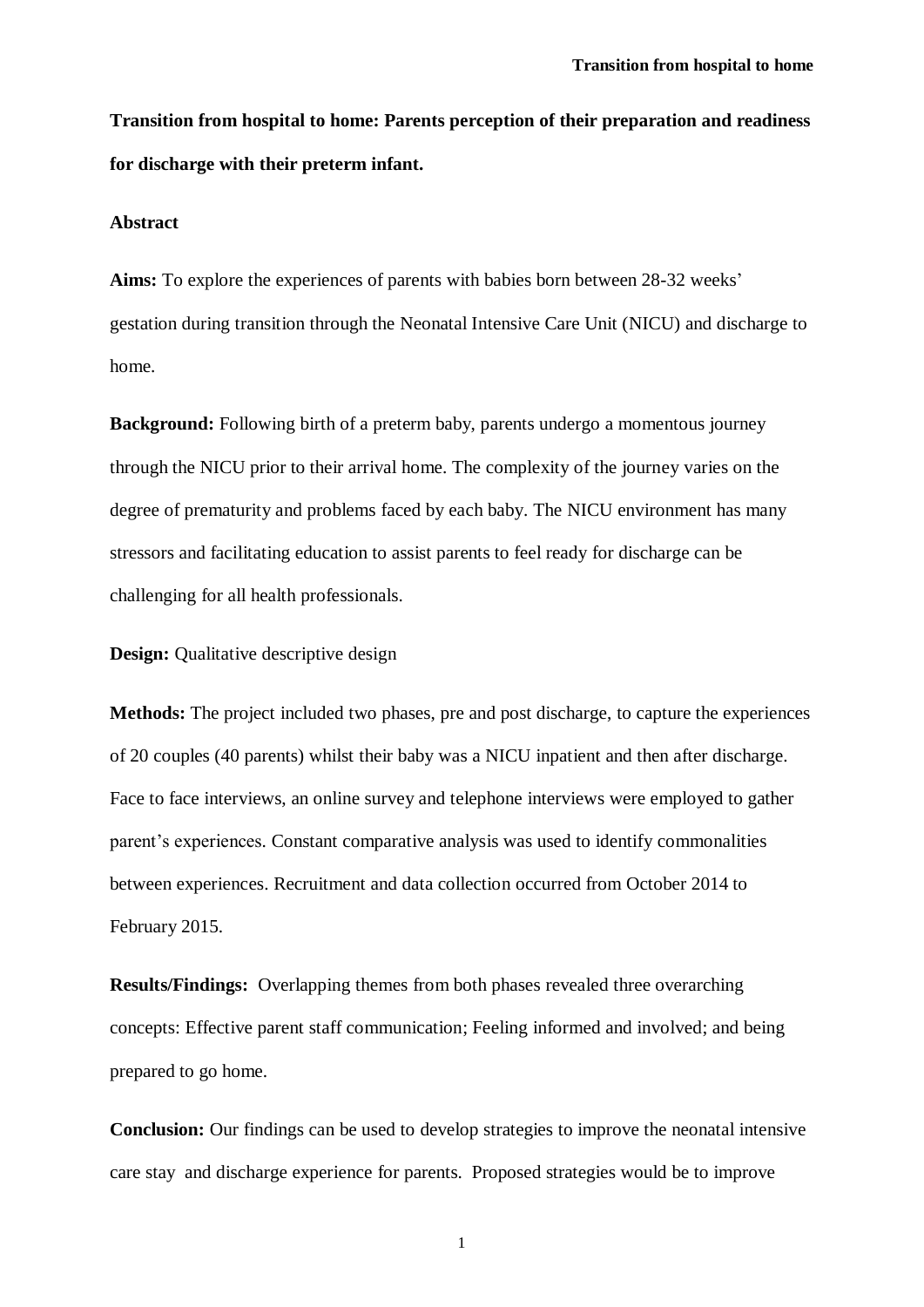# Transition from hospital to home: Parents perception of their preparation and readiness for discharge with their preterm infant.

## Abstract

**Aims:** To explore the experiences of parents with babies born between 28-32 weeks' gestation during transition through the Neonatal Intensive Care Unit (NICU) and discharge to home.

**Background:** Following birth of a preterm baby, parents undergo a momentous journey through the NICU prior to their arrival home. The complexity of the journey varies on the degree of prematurity and problems faced by each baby. The NICU environment has many stressors and facilitating education to assist parents to feel ready for discharge can be challenging for all health professionals.

**Design:** Qualitative descriptive design

**Methods:** The project included two phases, pre and post discharge, to capture the experiences of 20 couples (40 parents) whilst their baby was a NICU inpatient and then after discharge. Face to face interviews, an online survey and telephone interviews were employed to gather parent's experiences. Constant comparative analysis was used to identify commonalities between experiences. Recruitment and data collection occurred from October 2014 to February 2015.

**Results/Findings:** Overlapping themes from both phases revealed three overarching concepts: Effective parent staff communication; Feeling informed and involved; and being prepared to go home.

**Conclusion:** Our findings can be used to develop strategies to improve the neonatal intensive care stay and discharge experience for parents. Proposed strategies would be to improve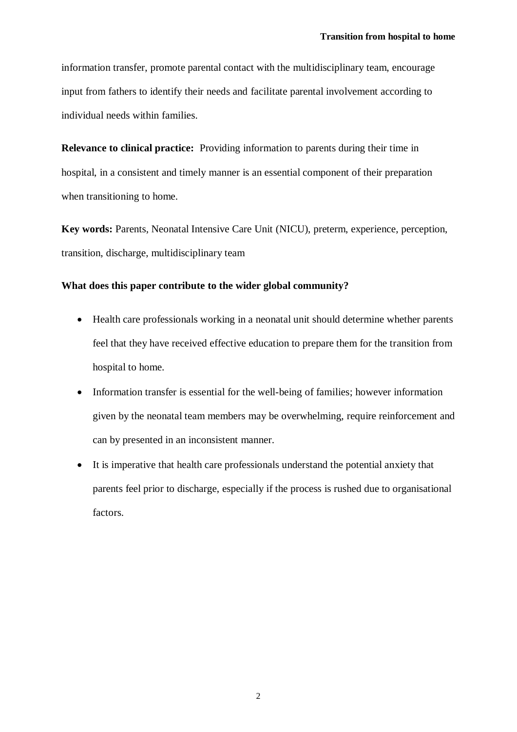information transfer, promote parental contact with the multidisciplinary team, encourage input from fathers to identify their needs and facilitate parental involvement according to individual needs within families.

**Relevance to clinical practice:** Providing information to parents during their time in hospital, in a consistent and timely manner is an essential component of their preparation when transitioning to home.

**Key words:** Parents, Neonatal Intensive Care Unit (NICU), preterm, experience, perception, transition, discharge, multidisciplinary team

**What does this paper contribute to the wider global community?**

- Health care professionals working in a neonatal unit should determine whether parents feel that they have received effective education to prepare them for the transition from hospital to home.
- Information transfer is essential for the well-being of families; however information given by the neonatal team members may be overwhelming, require reinforcement and can by presented in an inconsistent manner.
- It is imperative that health care professionals understand the potential anxiety that parents feel prior to discharge, especially if the process is rushed due to organisational factors.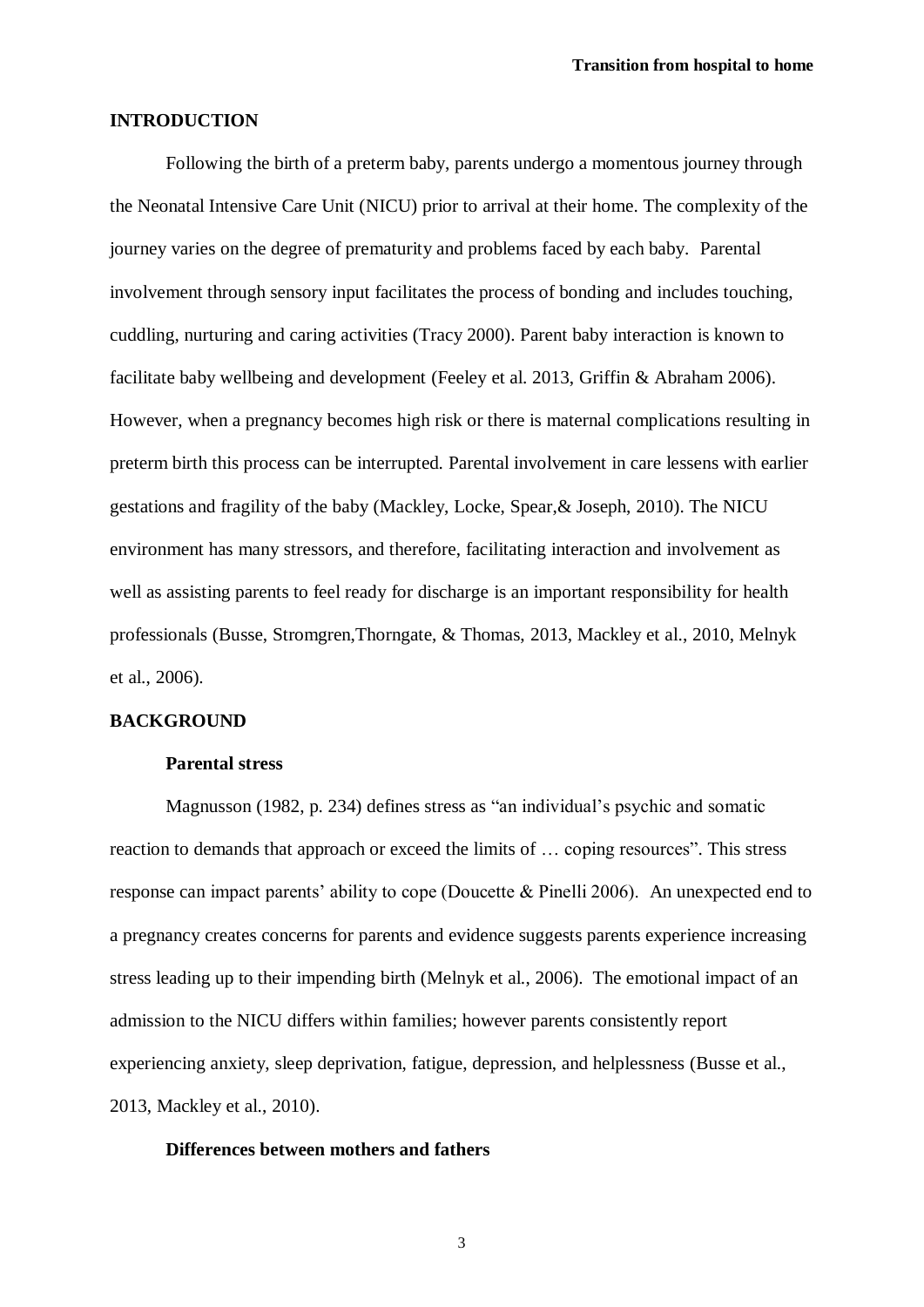## INTRODUCTION

Following the birth of a preterm baby, parents undergo a momentous journey through the Neonatal Intensive Care Unit (NICU) prior to arrival at their home. The complexity of the journey varies on the degree of prematurity and problems faced by each baby. Parental involvement through sensory input facilitates the process of bonding and includes touching, cuddling, nurturing and caring activities (Tracy 2000). Parent baby interaction is known to facilitate baby wellbeing and development (Feeley et al. 2013, Griffin & Abraham 2006). However, when a pregnancy becomes high risk or there is maternal complications resulting in preterm birth this process can be interrupted. Parental involvement in care lessens with earlier gestations and fragility of the baby (Mackley, Locke, Spear,& Joseph, 2010). The NICU environment has many stressors, and therefore, facilitating interaction and involvement as well as assisting parents to feel ready for discharge is an important responsibility for health professionals (Busse, Stromgren,Thorngate, & Thomas, 2013, Mackley et al., 2010, Melnyk et al., 2006).

## BACKGROUND

### Parental stress

Magnusson (1982, p. 234) defines stress as "an individual's psychic and somatic reaction to demands that approach or exceed the limits of … coping resources". This stress response can impact parents' ability to cope (Doucette & Pinelli 2006). An unexpected end to a pregnancy creates concerns for parents and evidence suggests parents experience increasing stress leading up to their impending birth (Melnyk et al., 2006). The emotional impact of an admission to the NICU differs within families; however parents consistently report experiencing anxiety, sleep deprivation, fatigue, depression, and helplessness (Busse et al., 2013, Mackley et al., 2010).

### Differences between mothers and fathers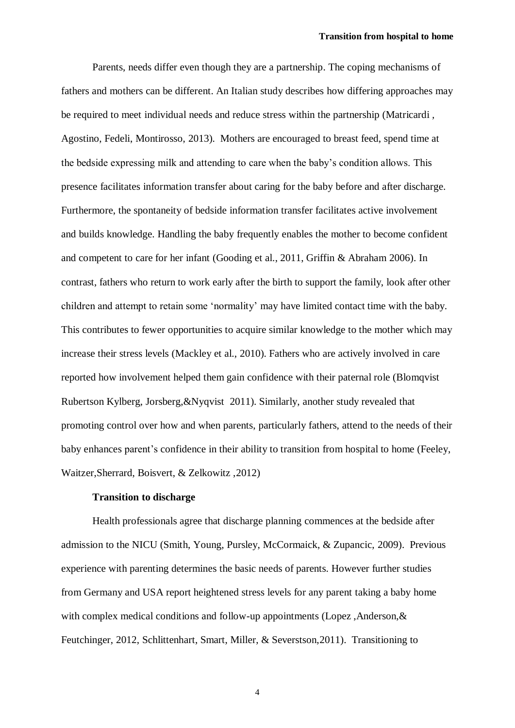Parents, needs differ even though they are a partnership. The coping mechanisms of fathers and mothers can be different. An Italian study describes how differing approaches may be required to meet individual needs and reduce stress within the partnership (Matricardi , Agostino, Fedeli, Montirosso, 2013). Mothers are encouraged to breast feed, spend time at the bedside expressing milk and attending to care when the baby's condition allows. This presence facilitates information transfer about caring for the baby before and after discharge. Furthermore, the spontaneity of bedside information transfer facilitates active involvement and builds knowledge. Handling the baby frequently enables the mother to become confident and competent to care for her infant (Gooding et al., 2011, Griffin & Abraham 2006). In contrast, fathers who return to work early after the birth to support the family, look after other children and attempt to retain some 'normality' may have limited contact time with the baby. This contributes to fewer opportunities to acquire similar knowledge to the mother which may increase their stress levels (Mackley et al., 2010). Fathers who are actively involved in care reported how involvement helped them gain confidence with their paternal role (Blomqvist Rubertson Kylberg, Jorsberg,&Nyqvist 2011). Similarly, another study revealed that promoting control over how and when parents, particularly fathers, attend to the needs of their baby enhances parent's confidence in their ability to transition from hospital to home (Feeley, Waitzer,Sherrard, Boisvert, & Zelkowitz ,2012)

**Transition to discharge**

Health professionals agree that discharge planning commences at the bedside after admission to the NICU (Smith, Young, Pursley, McCormaick, & Zupancic, 2009). Previous experience with parenting determines the basic needs of parents. However further studies from Germany and USA report heightened stress levels for any parent taking a baby home with complex medical conditions and follow-up appointments (Lopez ,Anderson,& Feutchinger, 2012, Schlittenhart, Smart, Miller, & Severstson,2011). Transitioning to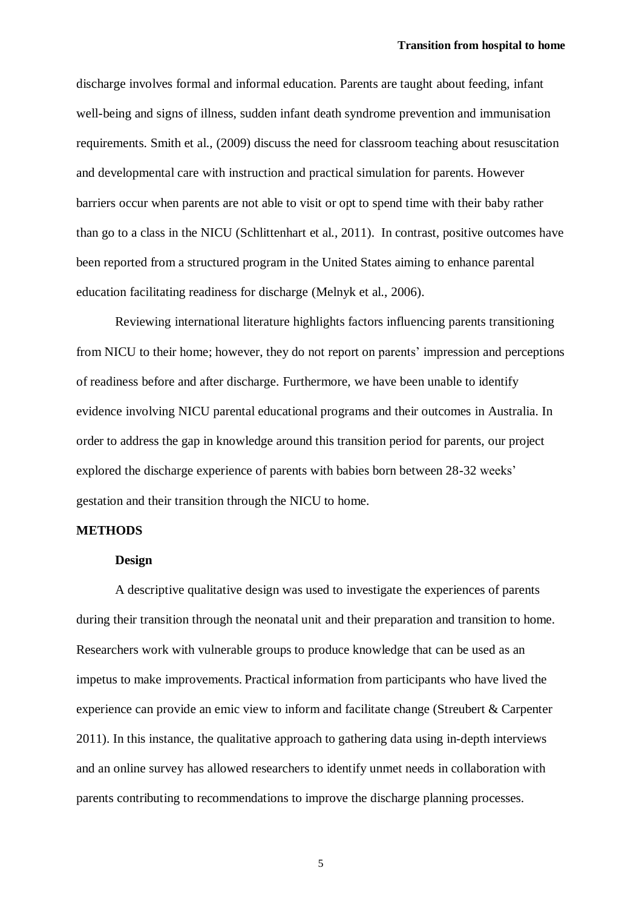discharge involves formal and informal education. Parents are taught about feeding, infant well-being and signs of illness, sudden infant death syndrome prevention and immunisation requirements. Smith et al., (2009) discuss the need for classroom teaching about resuscitation and developmental care with instruction and practical simulation for parents. However barriers occur when parents are not able to visit or opt to spend time with their baby rather than go to a class in the NICU (Schlittenhart et al., 2011). In contrast, positive outcomes have been reported from a structured program in the United States aiming to enhance parental education facilitating readiness for discharge (Melnyk et al., 2006).

Reviewing international literature highlights factors influencing parents transitioning from NICU to their home; however, they do not report on parents' impression and perceptions of readiness before and after discharge. Furthermore, we have been unable to identify evidence involving NICU parental educational programs and their outcomes in Australia. In order to address the gap in knowledge around this transition period for parents, our project explored the discharge experience of parents with babies born between 28-32 weeks' gestation and their transition through the NICU to home.

## METHODS

### Design

A descriptive qualitative design was used to investigate the experiences of parents during their transition through the neonatal unit and their preparation and transition to home. Researchers work with vulnerable groups to produce knowledge that can be used as an impetus to make improvements. Practical information from participants who have lived the experience can provide an emic view to inform and facilitate change (Streubert & Carpenter 2011). In this instance, the qualitative approach to gathering data using in-depth interviews and an online survey has allowed researchers to identify unmet needs in collaboration with parents contributing to recommendations to improve the discharge planning processes.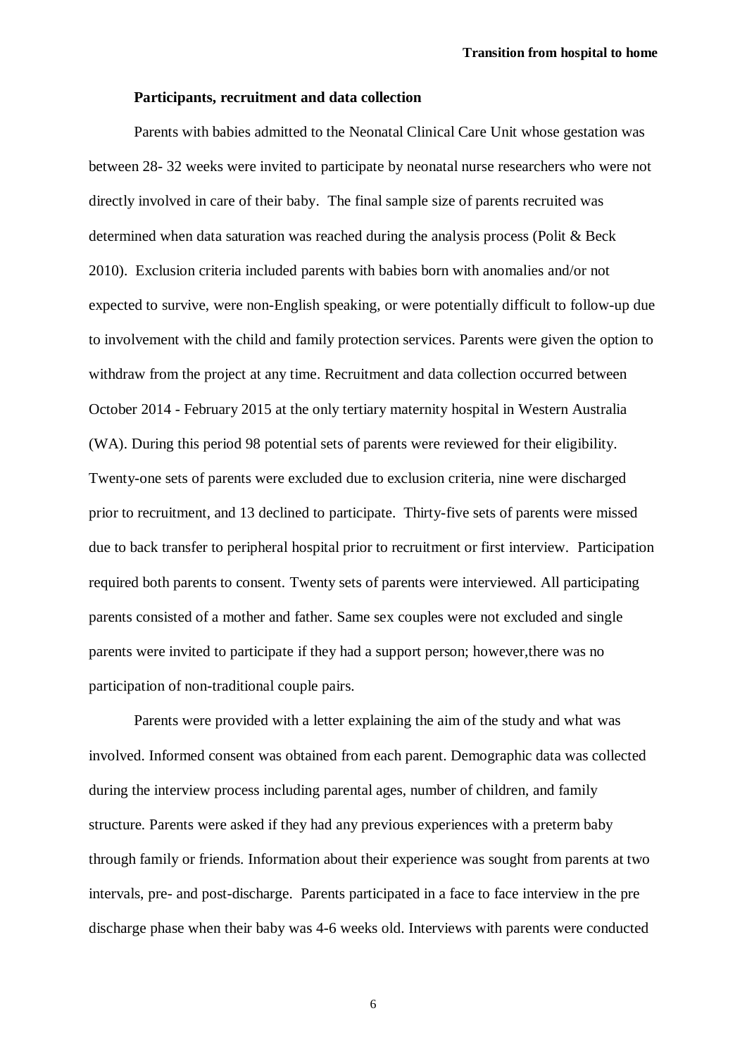### Participants, recruitment and data collection

Parents with babies admitted to the Neonatal Clinical Care Unit whose gestation was between 28- 32 weeks were invited to participate by neonatal nurse researchers who were not directly involved in care of their baby. The final sample size of parents recruited was determined when data saturation was reached during the analysis process (Polit & Beck 2010). Exclusion criteria included parents with babies born with anomalies and/or not expected to survive, were non-English speaking, or were potentially difficult to follow-up due to involvement with the child and family protection services. Parents were given the option to withdraw from the project at any time. Recruitment and data collection occurred between October 2014 - February 2015 at the only tertiary maternity hospital in Western Australia (WA). During this period 98 potential sets of parents were reviewed for their eligibility. Twenty-one sets of parents were excluded due to exclusion criteria, nine were discharged prior to recruitment, and 13 declined to participate. Thirty-five sets of parents were missed due to back transfer to peripheral hospital prior to recruitment or first interview. Participation required both parents to consent. Twenty sets of parents were interviewed. All participating parents consisted of a mother and father. Same sex couples were not excluded and single parents were invited to participate if they had a support person; however,there was no participation of non-traditional couple pairs.

Parents were provided with a letter explaining the aim of the study and what was involved. Informed consent was obtained from each parent. Demographic data was collected during the interview process including parental ages, number of children, and family structure. Parents were asked if they had any previous experiences with a preterm baby through family or friends. Information about their experience was sought from parents at two intervals, pre- and post-discharge. Parents participated in a face to face interview in the pre discharge phase when their baby was 4-6 weeks old. Interviews with parents were conducted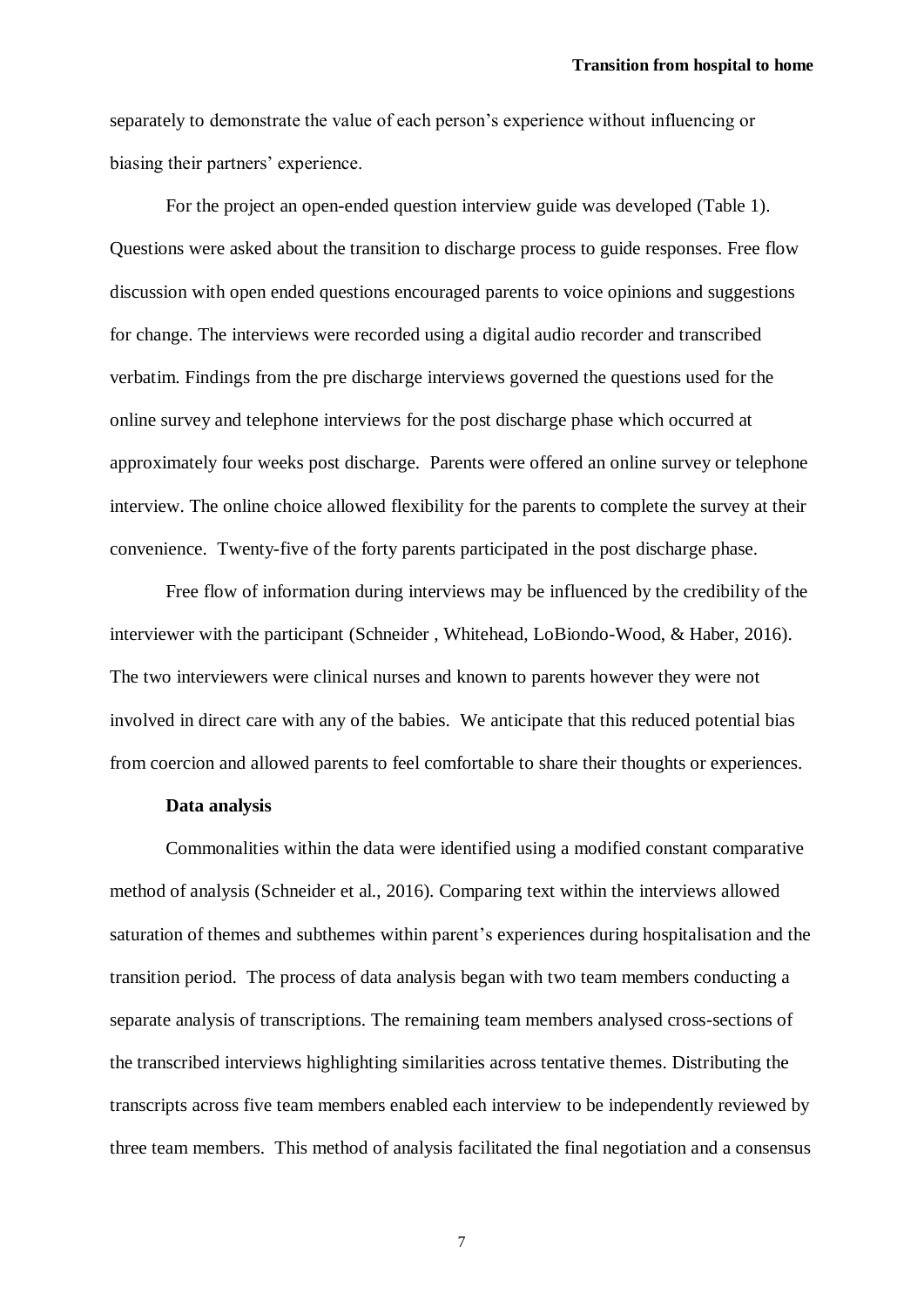separately to demonstrate the value of each person's experience without influencing or biasing their partners' experience.

For the project an open-ended question interview guide was developed (Table 1). Questions were asked about the transition to discharge process to guide responses. Free flow discussion with open ended questions encouraged parents to voice opinions and suggestions for change. The interviews were recorded using a digital audio recorder and transcribed verbatim. Findings from the pre discharge interviews governed the questions used for the online survey and telephone interviews for the post discharge phase which occurred at approximately four weeks post discharge. Parents were offered an online survey or telephone interview. The online choice allowed flexibility for the parents to complete the survey at their convenience. Twenty-five of the forty parents participated in the post discharge phase.

Free flow of information during interviews may be influenced by the credibility of the interviewer with the participant (Schneider , Whitehead, LoBiondo-Wood, & Haber, 2016). The two interviewers were clinical nurses and known to parents however they were not involved in direct care with any of the babies. We anticipate that this reduced potential bias from coercion and allowed parents to feel comfortable to share their thoughts or experiences.

**Data analysis**

Commonalities within the data were identified using a modified constant comparative method of analysis (Schneider et al., 2016). Comparing text within the interviews allowed saturation of themes and subthemes within parent's experiences during hospitalisation and the transition period. The process of data analysis began with two team members conducting a separate analysis of transcriptions. The remaining team members analysed cross-sections of the transcribed interviews highlighting similarities across tentative themes. Distributing the transcripts across five team members enabled each interview to be independently reviewed by three team members. This method of analysis facilitated the final negotiation and a consensus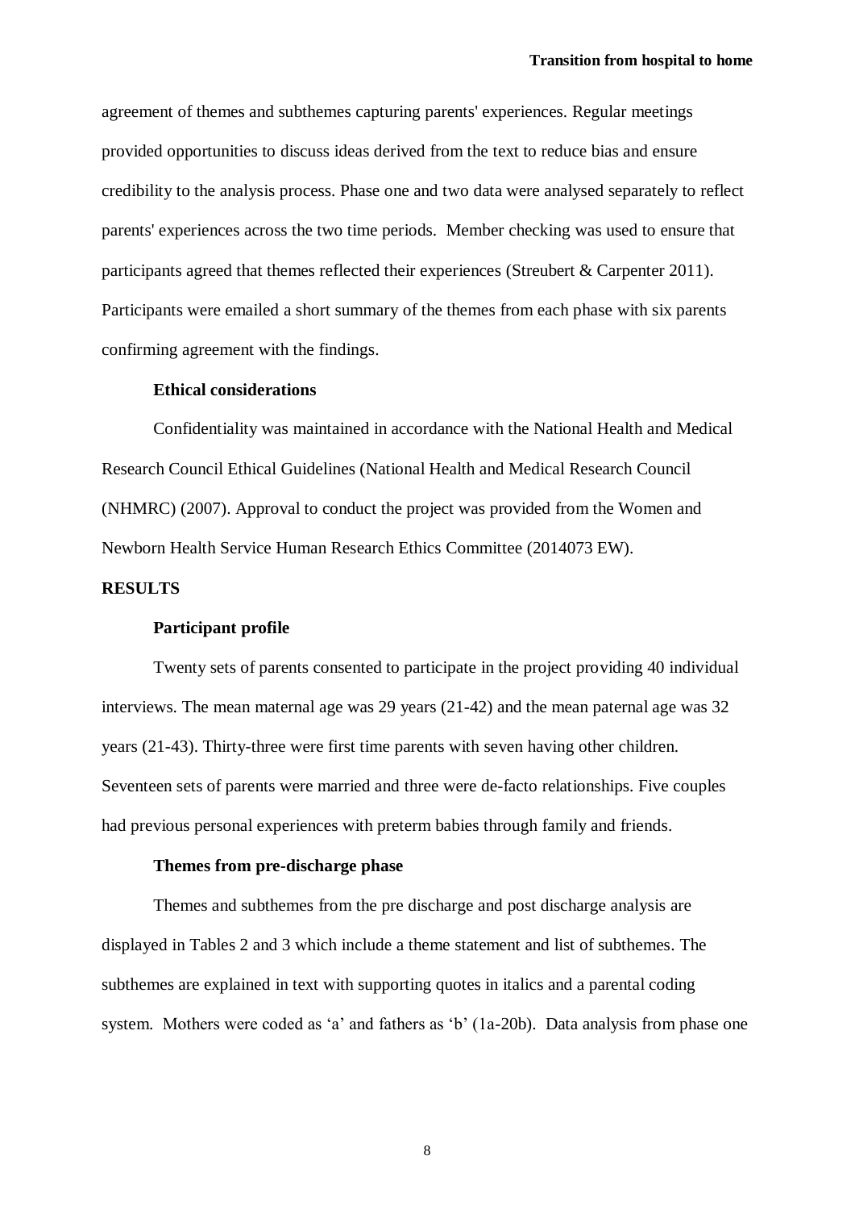agreement of themes and subthemes capturing parents' experiences. Regular meetings provided opportunities to discuss ideas derived from the text to reduce bias and ensure credibility to the analysis process. Phase one and two data were analysed separately to reflect parents' experiences across the two time periods. Member checking was used to ensure that participants agreed that themes reflected their experiences (Streubert & Carpenter 2011). Participants were emailed a short summary of the themes from each phase with six parents confirming agreement with the findings.

### Ethical considerations

Confidentiality was maintained in accordance with the National Health and Medical Research Council Ethical Guidelines (National Health and Medical Research Council (NHMRC) (2007). Approval to conduct the project was provided from the Women and Newborn Health Service Human Research Ethics Committee (2014073 EW).

## RESULTS

### Participant profile

Twenty sets of parents consented to participate in the project providing 40 individual interviews. The mean maternal age was 29 years (21-42) and the mean paternal age was 32 years (21-43). Thirty-three were first time parents with seven having other children. Seventeen sets of parents were married and three were de-facto relationships. Five couples had previous personal experiences with preterm babies through family and friends.

### Themes from pre-discharge phase

Themes and subthemes from the pre discharge and post discharge analysis are displayed in Tables 2 and 3 which include a theme statement and list of subthemes. The subthemes are explained in text with supporting quotes in italics and a parental coding system. Mothers were coded as 'a' and fathers as 'b' (1a-20b). Data analysis from phase one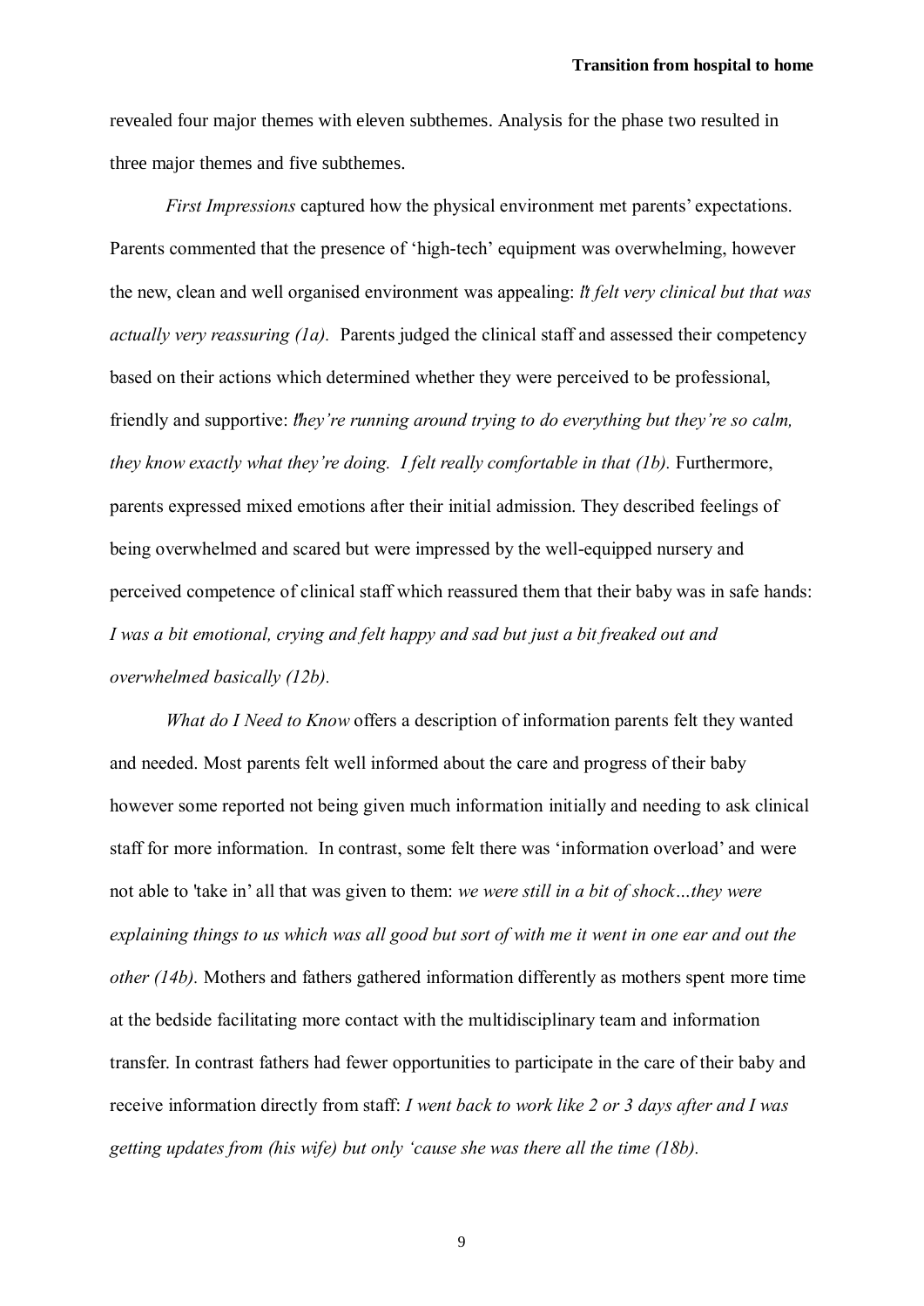revealed four major themes with eleven subthemes. Analysis for the phase two resulted in three major themes and five subthemes.

*First Impressions* captured how the physical environment met parents' expectations. Parents commented that the presence of 'high-tech' equipment was overwhelming, however the new, clean and well organised environment was appealing: *It felt very clinical but that was actually very reassuring (1a).* Parents judged the clinical staff and assessed their competency based on their actions which determined whether they were perceived to be professional, friendly and supportive: *they're running around trying to do everything but they're so calm, they know exactly what they're doing. I felt really comfortable in that (1b).* Furthermore, parents expressed mixed emotions after their initial admission. They described feelings of being overwhelmed and scared but were impressed by the well-equipped nursery and perceived competence of clinical staff which reassured them that their baby was in safe hands: *I was a bit emotional, crying and felt happy and sad but just a bit freaked out and overwhelmed basically (12b).*

*What do I Need to Know* offers a description of information parents felt they wanted and needed. Most parents felt well informed about the care and progress of their baby however some reported not being given much information initially and needing to ask clinical staff for more information. In contrast, some felt there was 'information overload' and were not able to 'take in' all that was given to them: *we were still in a bit of shock…they were explaining things to us which was all good but sort of with me it went in one ear and out the other (14b).* Mothers and fathers gathered information differently as mothers spent more time at the bedside facilitating more contact with the multidisciplinary team and information transfer. In contrast fathers had fewer opportunities to participate in the care of their baby and receive information directly from staff: *I went back to work like 2 or 3 days after and I was getting updates from (his wife) but only 'cause she was there all the time (18b).*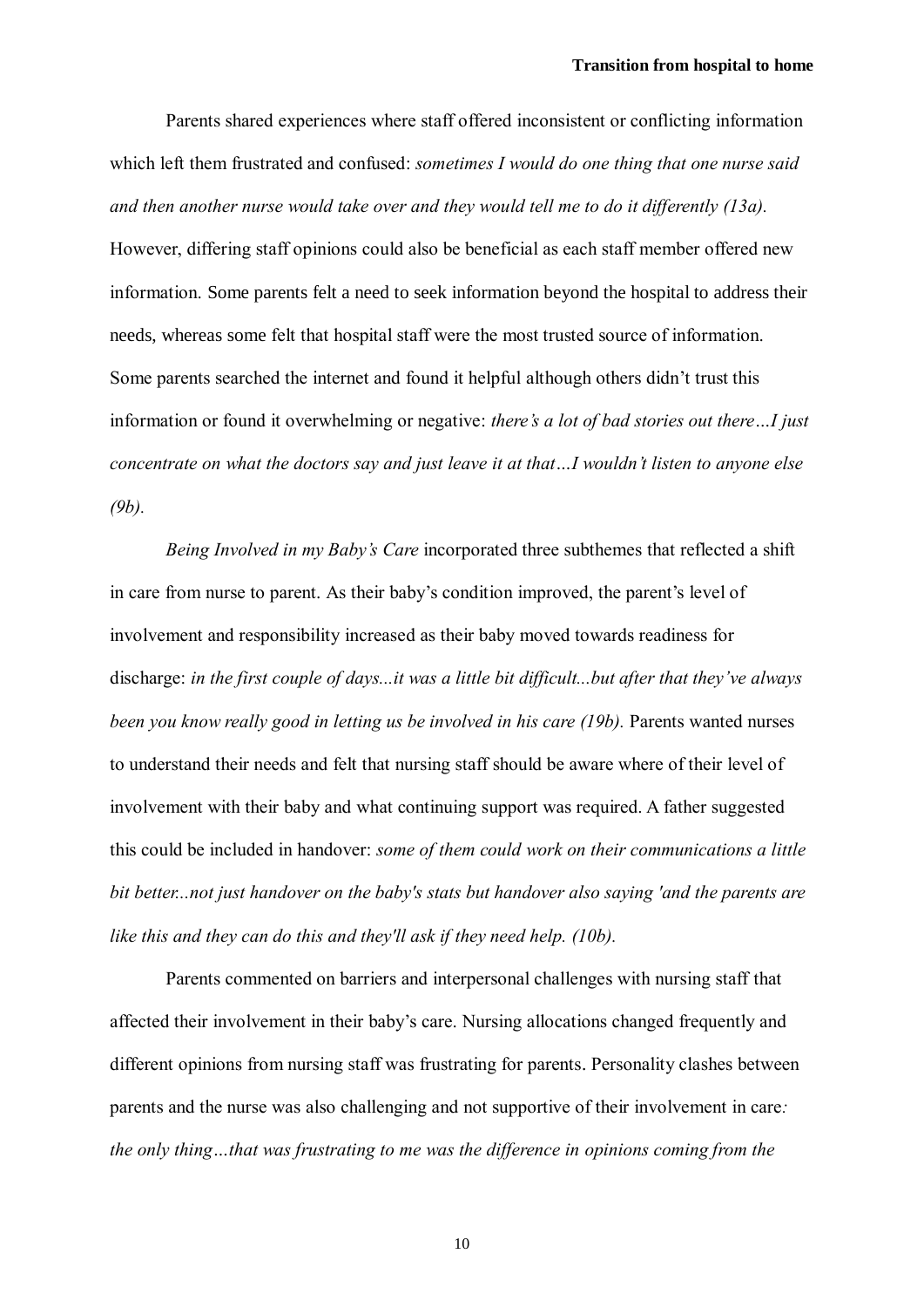Parents shared experiences where staff offered inconsistent or conflicting information which left them frustrated and confused: *sometimes I would do one thing that one nurse said and then another nurse would take over and they would tell me to do it differently (13a).* However, differing staff opinions could also be beneficial as each staff member offered new information. Some parents felt a need to seek information beyond the hospital to address their needs, whereas some felt that hospital staff were the most trusted source of information. Some parents searched the internet and found it helpful although others didn't trust this information or found it overwhelming or negative: *there's a lot of bad stories out there…I just concentrate on what the doctors say and just leave it at that…I wouldn't listen to anyone else (9b).*

*Being Involved in my Baby's Care* incorporated three subthemes that reflected a shift in care from nurse to parent. As their baby's condition improved, the parent's level of involvement and responsibility increased as their baby moved towards readiness for discharge: *in the first couple of days...it was a little bit difficult...but after that they've always been you know really good in letting us be involved in his care (19b).* Parents wanted nurses to understand their needs and felt that nursing staff should be aware where of their level of involvement with their baby and what continuing support was required. A father suggested this could be included in handover: *some of them could work on their communications a little bit better...not just handover on the baby's stats but handover also saying 'and the parents are like this and they can do this and they'll ask if they need help. (10b).*

Parents commented on barriers and interpersonal challenges with nursing staff that affected their involvement in their baby's care. Nursing allocations changed frequently and different opinions from nursing staff was frustrating for parents. Personality clashes between parents and the nurse was also challenging and not supportive of their involvement in care*: the only thing…that was frustrating to me was the difference in opinions coming from the*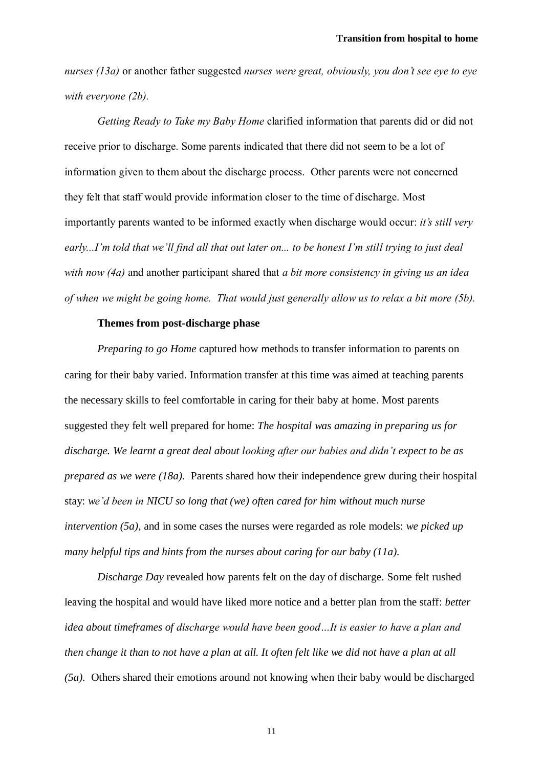*nurses (13a)* or another father suggested *nurses were great, obviously, you don't see eye to eye with everyone (2b).*

*Getting Ready to Take my Baby Home* clarified information that parents did or did not receive prior to discharge. Some parents indicated that there did not seem to be a lot of information given to them about the discharge process. Other parents were not concerned they felt that staff would provide information closer to the time of discharge. Most importantly parents wanted to be informed exactly when discharge would occur: *it's still very early...I'm told that we'll find all that out later on... to be honest I'm still trying to just deal with now (4a)* and another participant shared that *a bit more consistency in giving us an idea of when we might be going home. That would just generally allow us to relax a bit more (5b).*

**Themes from post-discharge phase**

*Preparing to go Home* captured how methods to transfer information to parents on caring for their baby varied. Information transfer at this time was aimed at teaching parents the necessary skills to feel comfortable in caring for their baby at home. Most parents suggested they felt well prepared for home: *The hospital was amazing in preparing us for discharge. We learnt a great deal about looking after our babies and didn't expect to be as prepared as we were (18a).* Parents shared how their independence grew during their hospital stay: *we'd been in NICU so long that (we) often cared for him without much nurse intervention (5a),* and in some cases the nurses were regarded as role models: *we picked up many helpful tips and hints from the nurses about caring for our baby (11a).*

*Discharge Day* revealed how parents felt on the day of discharge. Some felt rushed leaving the hospital and would have liked more notice and a better plan from the staff: *better idea about timeframes of discharge would have been good…It is easier to have a plan and then change it than to not have a plan at all. It often felt like we did not have a plan at all (5a).* Others shared their emotions around not knowing when their baby would be discharged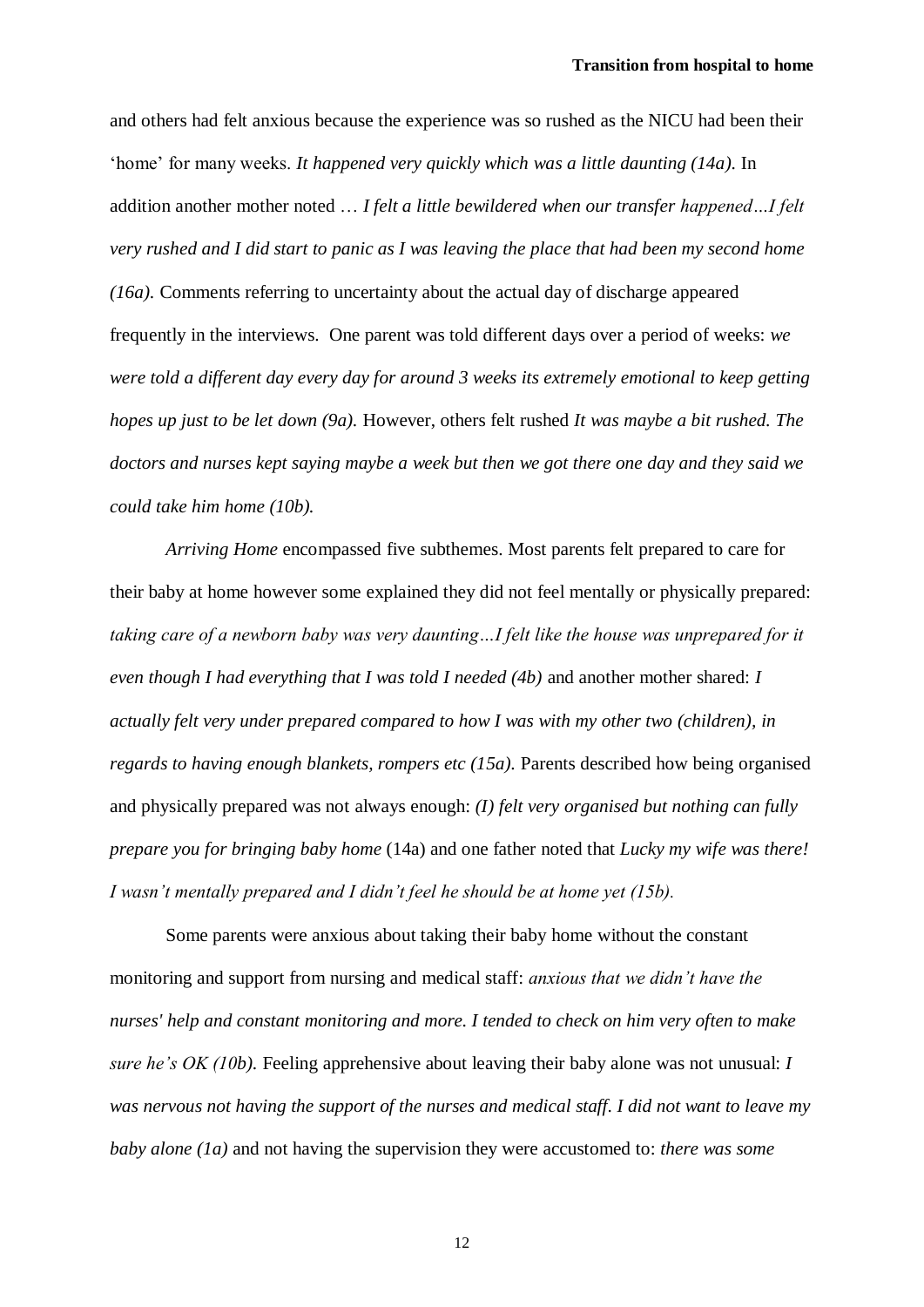and others had felt anxious because the experience was so rushed as the NICU had been their 'home' for many weeks. *It happened very quickly which was a little daunting (14a)*. In addition another mother noted … *I felt a little bewildered when our transfer happened…I felt very rushed and I did start to panic as I was leaving the place that had been my second home (16a).* Comments referring to uncertainty about the actual day of discharge appeared frequently in the interviews. One parent was told different days over a period of weeks: *we were told a different day every day for around 3 weeks its extremely emotional to keep getting hopes up just to be let down (9a).* However, others felt rushed *It was maybe a bit rushed. The doctors and nurses kept saying maybe a week but then we got there one day and they said we could take him home (10b).*

*Arriving Home* encompassed five subthemes. Most parents felt prepared to care for their baby at home however some explained they did not feel mentally or physically prepared: *taking care of a newborn baby was very daunting…I felt like the house was unprepared for it even though I had everything that I was told I needed (4b)* and another mother shared: *I actually felt very under prepared compared to how I was with my other two (children), in regards to having enough blankets, rompers etc (15a).* Parents described how being organised and physically prepared was not always enough: *(I) felt very organised but nothing can fully prepare you for bringing baby home* (14a) and one father noted that *Lucky my wife was there! I wasn't mentally prepared and I didn't feel he should be at home yet (15b).*

Some parents were anxious about taking their baby home without the constant monitoring and support from nursing and medical staff: *anxious that we didn't have the nurses' help and constant monitoring and more. I tended to check on him very often to make sure he's OK (10b).* Feeling apprehensive about leaving their baby alone was not unusual: *I was nervous not having the support of the nurses and medical staff. I did not want to leave my baby alone (1a)* and not having the supervision they were accustomed to: *there was some*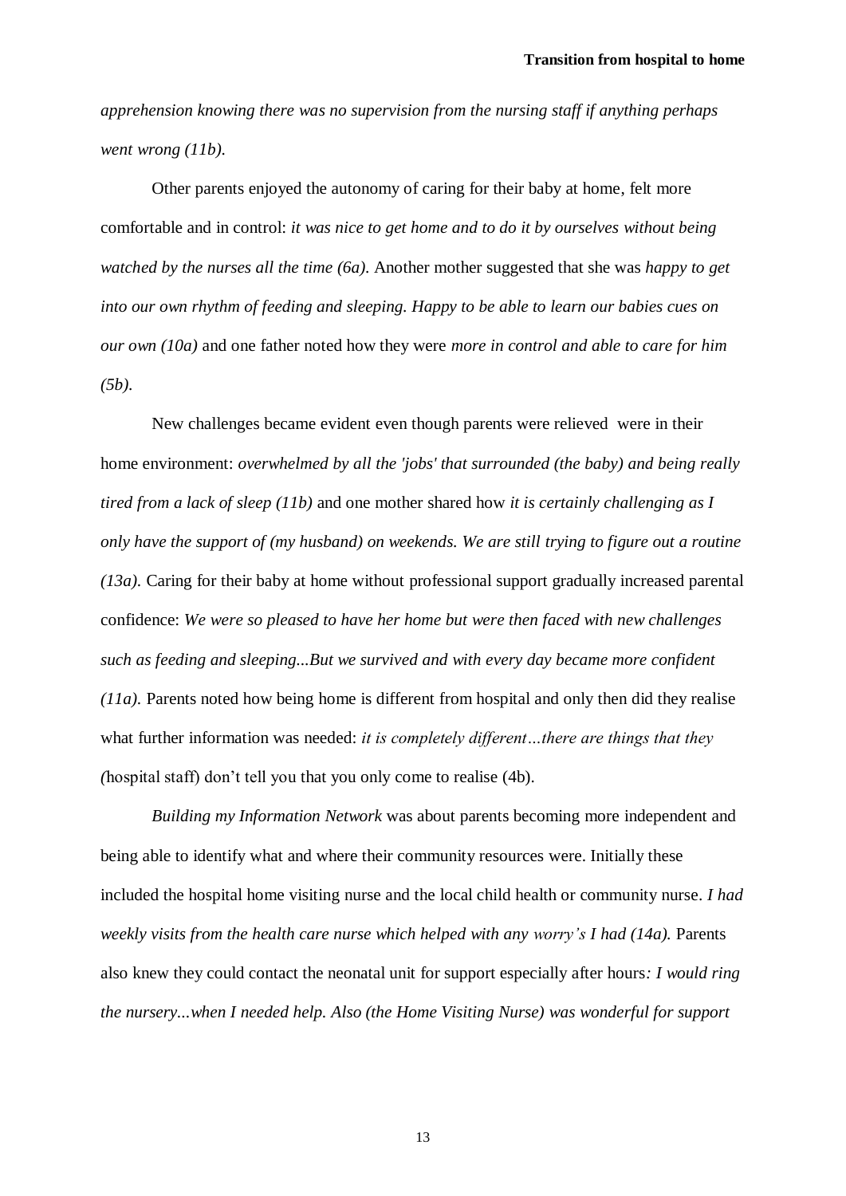*apprehension knowing there was no supervision from the nursing staff if anything perhaps went wrong (11b).*

Other parents enjoyed the autonomy of caring for their baby at home, felt more comfortable and in control: *it was nice to get home and to do it by ourselves without being watched by the nurses all the time (6a).* Another mother suggested that she was *happy to get into our own rhythm of feeding and sleeping. Happy to be able to learn our babies cues on our own (10a)* and one father noted how they were *more in control and able to care for him (5b).*

New challenges became evident even though parents were relieved were in their home environment: *overwhelmed by all the 'jobs' that surrounded (the baby) and being really tired from a lack of sleep (11b)* and one mother shared how *it is certainly challenging as I only have the support of (my husband) on weekends. We are still trying to figure out a routine (13a).* Caring for their baby at home without professional support gradually increased parental confidence: *We were so pleased to have her home but were then faced with new challenges such as feeding and sleeping...But we survived and with every day became more confident (11a).* Parents noted how being home is different from hospital and only then did they realise what further information was needed: *it is completely different…there are things that they (*hospital staff) don't tell you that you only come to realise (4b).

*Building my Information Network* was about parents becoming more independent and being able to identify what and where their community resources were. Initially these included the hospital home visiting nurse and the local child health or community nurse. *I had weekly visits from the health care nurse which helped with any worry's I had (14a).* Parents also knew they could contact the neonatal unit for support especially after hours*: I would ring the nursery...when I needed help. Also (the Home Visiting Nurse) was wonderful for support*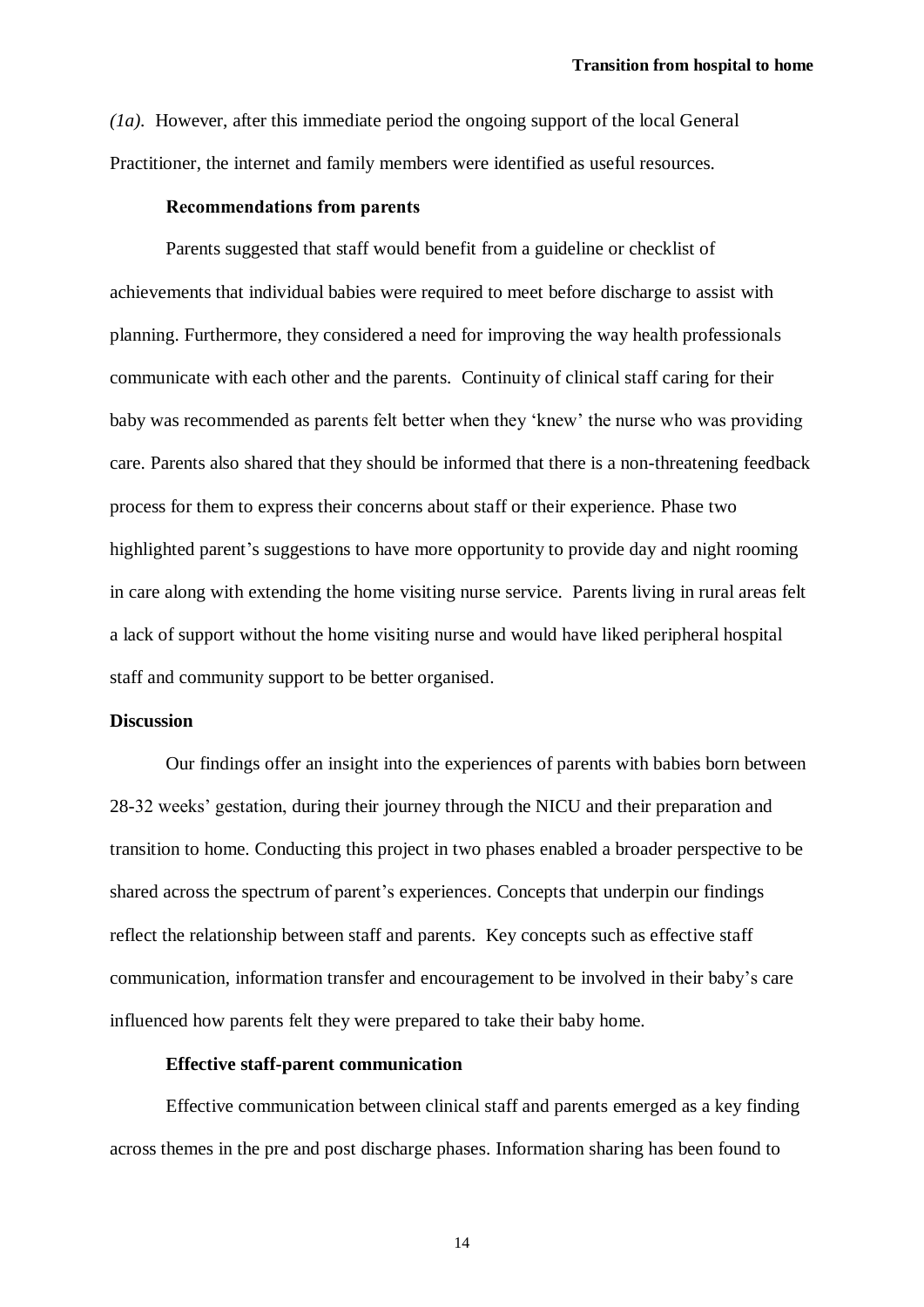*(1a).* However, after this immediate period the ongoing support of the local General Practitioner, the internet and family members were identified as useful resources.

### Recommendations from parents

Parents suggested that staff would benefit from a guideline or checklist of achievements that individual babies were required to meet before discharge to assist with planning. Furthermore, they considered a need for improving the way health professionals communicate with each other and the parents. Continuity of clinical staff caring for their baby was recommended as parents felt better when they 'knew' the nurse who was providing care. Parents also shared that they should be informed that there is a non-threatening feedback process for them to express their concerns about staff or their experience. Phase two highlighted parent's suggestions to have more opportunity to provide day and night rooming in care along with extending the home visiting nurse service. Parents living in rural areas felt a lack of support without the home visiting nurse and would have liked peripheral hospital staff and community support to be better organised.

## Discussion

Our findings offer an insight into the experiences of parents with babies born between 28-32 weeks' gestation, during their journey through the NICU and their preparation and transition to home. Conducting this project in two phases enabled a broader perspective to be shared across the spectrum of parent's experiences. Concepts that underpin our findings reflect the relationship between staff and parents. Key concepts such as effective staff communication, information transfer and encouragement to be involved in their baby's care influenced how parents felt they were prepared to take their baby home.

### Effective staff-parent communication

Effective communication between clinical staff and parents emerged as a key finding across themes in the pre and post discharge phases. Information sharing has been found to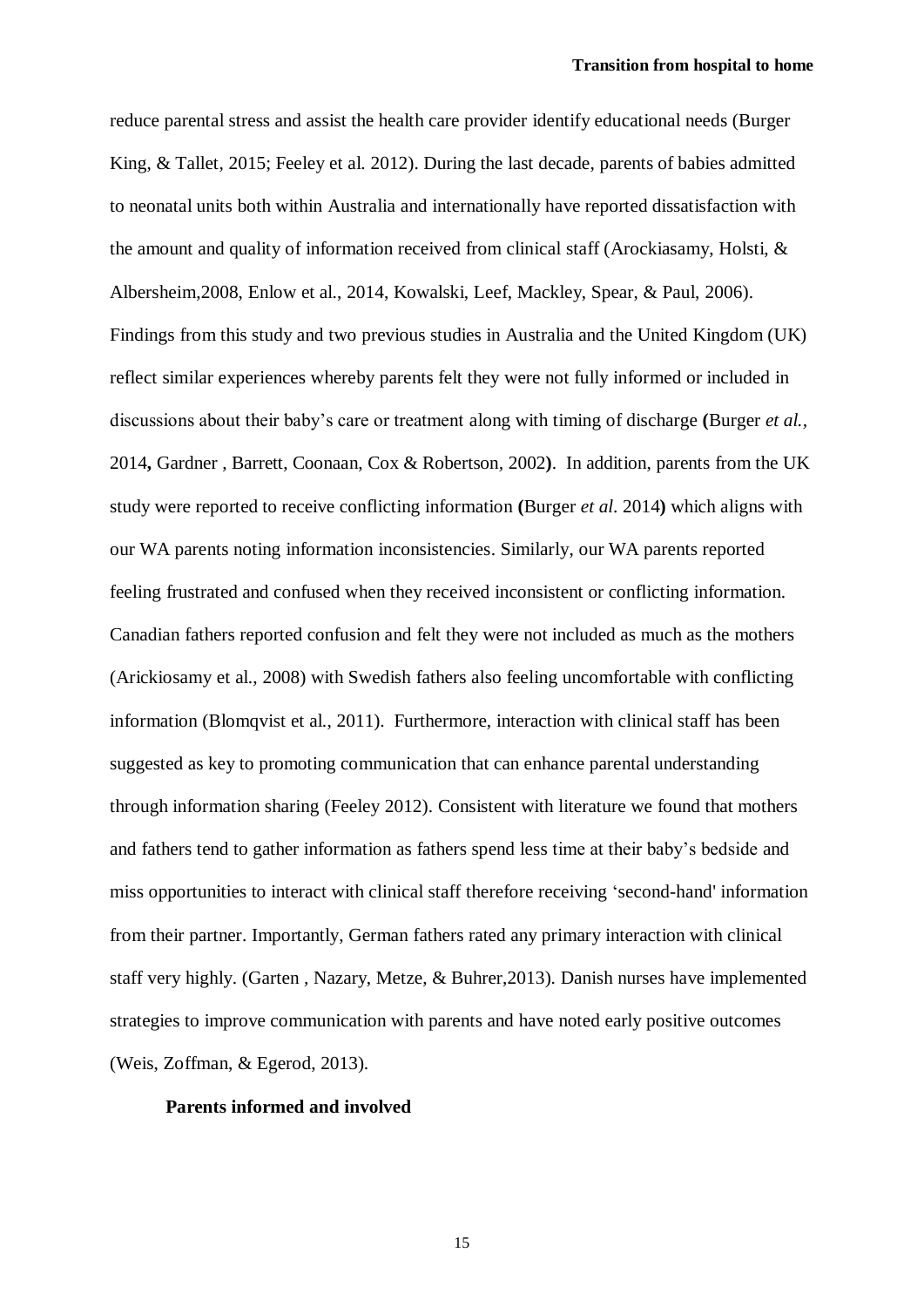reduce parental stress and assist the health care provider identify educational needs (Burger King, & Tallet, 2015; Feeley et al. 2012). During the last decade, parents of babies admitted to neonatal units both within Australia and internationally have reported dissatisfaction with the amount and quality of information received from clinical staff (Arockiasamy, Holsti, & Albersheim,2008, Enlow et al., 2014, Kowalski, Leef, Mackley, Spear, & Paul, 2006). Findings from this study and two previous studies in Australia and the United Kingdom (UK) reflect similar experiences whereby parents felt they were not fully informed or included in discussions about their baby's care or treatment along with timing of discharge **(**Burger *et al.*, 2014**,** Gardner , Barrett, Coonaan, Cox & Robertson, 2002**)**. In addition, parents from the UK study were reported to receive conflicting information **(**Burger *et al.* 2014**)** which aligns with our WA parents noting information inconsistencies. Similarly, our WA parents reported feeling frustrated and confused when they received inconsistent or conflicting information. Canadian fathers reported confusion and felt they were not included as much as the mothers (Arickiosamy et al., 2008) with Swedish fathers also feeling uncomfortable with conflicting information (Blomqvist et al., 2011). Furthermore, interaction with clinical staff has been suggested as key to promoting communication that can enhance parental understanding through information sharing (Feeley 2012). Consistent with literature we found that mothers and fathers tend to gather information as fathers spend less time at their baby's bedside and miss opportunities to interact with clinical staff therefore receiving 'second-hand' information from their partner. Importantly, German fathers rated any primary interaction with clinical staff very highly. (Garten , Nazary, Metze, & Buhrer,2013). Danish nurses have implemented strategies to improve communication with parents and have noted early positive outcomes (Weis, Zoffman, & Egerod, 2013).

**Parents informed and involved**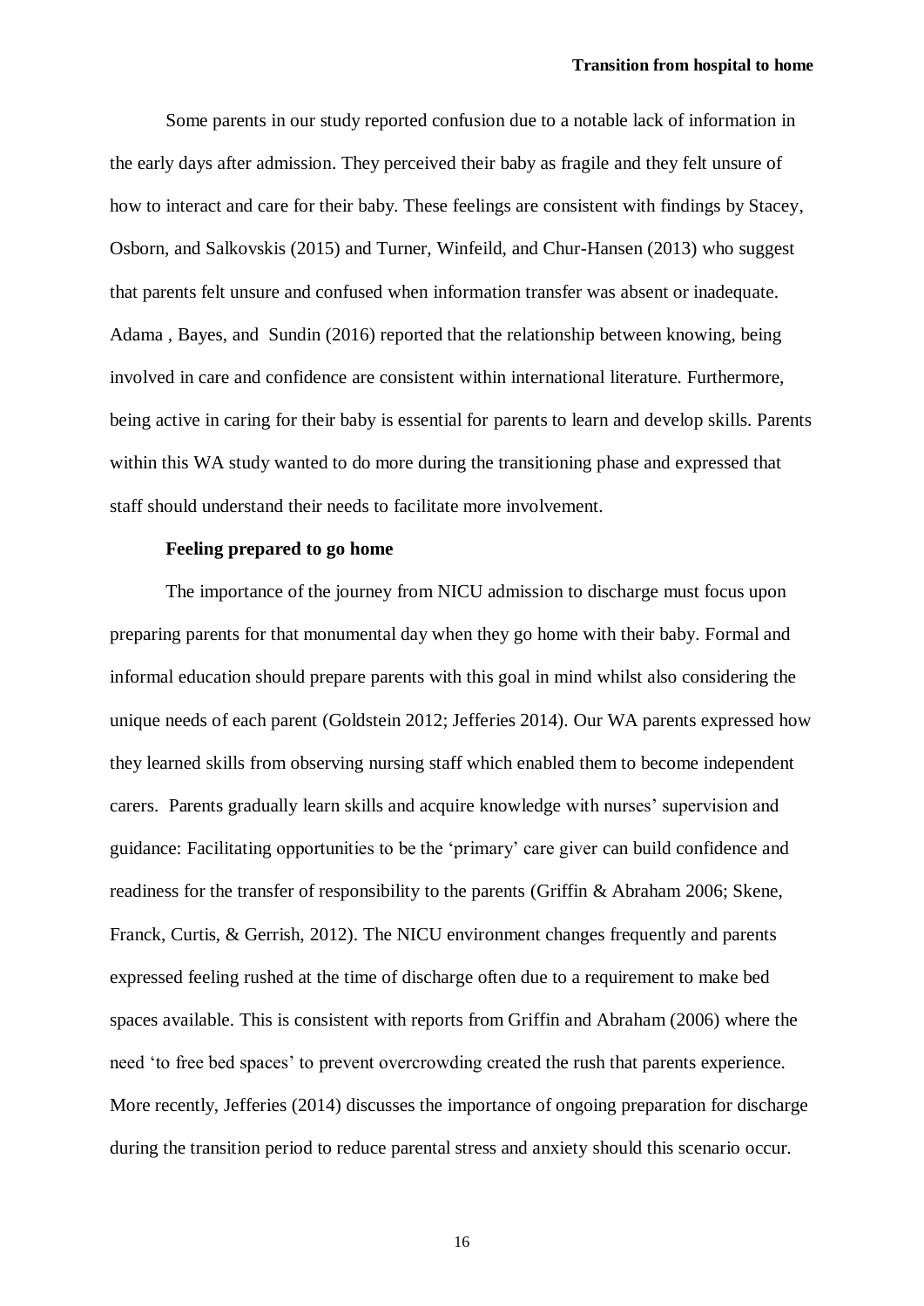Some parents in our study reported confusion due to a notable lack of information in the early days after admission. They perceived their baby as fragile and they felt unsure of how to interact and care for their baby. These feelings are consistent with findings by Stacey, Osborn, and Salkovskis (2015) and Turner, Winfeild, and Chur-Hansen (2013) who suggest that parents felt unsure and confused when information transfer was absent or inadequate. Adama , Bayes, and Sundin (2016) reported that the relationship between knowing, being involved in care and confidence are consistent within international literature. Furthermore, being active in caring for their baby is essential for parents to learn and develop skills. Parents within this WA study wanted to do more during the transitioning phase and expressed that staff should understand their needs to facilitate more involvement.

**Feeling prepared to go home**

The importance of the journey from NICU admission to discharge must focus upon preparing parents for that monumental day when they go home with their baby. Formal and informal education should prepare parents with this goal in mind whilst also considering the unique needs of each parent (Goldstein 2012; Jefferies 2014). Our WA parents expressed how they learned skills from observing nursing staff which enabled them to become independent carers. Parents gradually learn skills and acquire knowledge with nurses' supervision and guidance: Facilitating opportunities to be the 'primary' care giver can build confidence and readiness for the transfer of responsibility to the parents (Griffin & Abraham 2006; Skene, Franck, Curtis, & Gerrish, 2012). The NICU environment changes frequently and parents expressed feeling rushed at the time of discharge often due to a requirement to make bed spaces available. This is consistent with reports from Griffin and Abraham (2006) where the need 'to free bed spaces' to prevent overcrowding created the rush that parents experience. More recently, Jefferies (2014) discusses the importance of ongoing preparation for discharge during the transition period to reduce parental stress and anxiety should this scenario occur.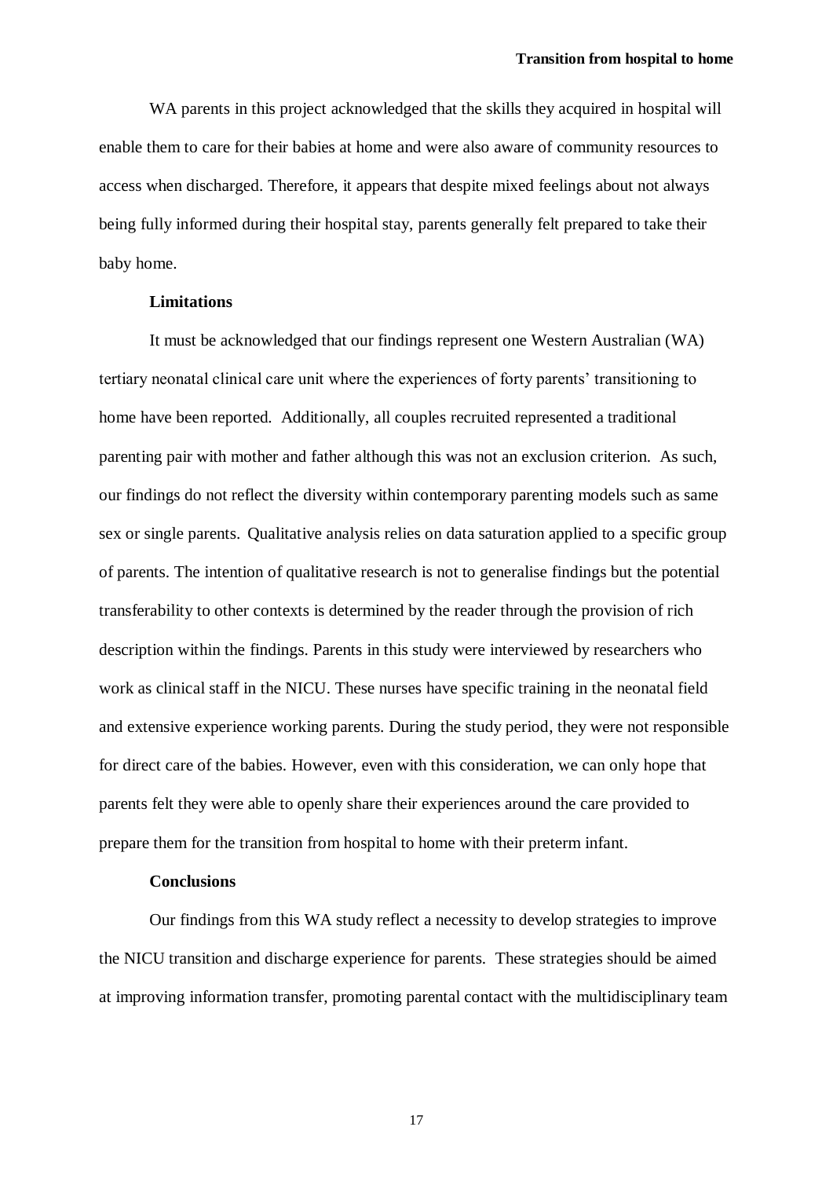WA parents in this project acknowledged that the skills they acquired in hospital will enable them to care for their babies at home and were also aware of community resources to access when discharged. Therefore, it appears that despite mixed feelings about not always being fully informed during their hospital stay, parents generally felt prepared to take their baby home.

**Limitations**

It must be acknowledged that our findings represent one Western Australian (WA) tertiary neonatal clinical care unit where the experiences of forty parents' transitioning to home have been reported. Additionally, all couples recruited represented a traditional parenting pair with mother and father although this was not an exclusion criterion. As such, our findings do not reflect the diversity within contemporary parenting models such as same sex or single parents. Qualitative analysis relies on data saturation applied to a specific group of parents. The intention of qualitative research is not to generalise findings but the potential transferability to other contexts is determined by the reader through the provision of rich description within the findings. Parents in this study were interviewed by researchers who work as clinical staff in the NICU. These nurses have specific training in the neonatal field and extensive experience working parents. During the study period, they were not responsible for direct care of the babies. However, even with this consideration, we can only hope that parents felt they were able to openly share their experiences around the care provided to prepare them for the transition from hospital to home with their preterm infant.

**Conclusions**

Our findings from this WA study reflect a necessity to develop strategies to improve the NICU transition and discharge experience for parents. These strategies should be aimed at improving information transfer, promoting parental contact with the multidisciplinary team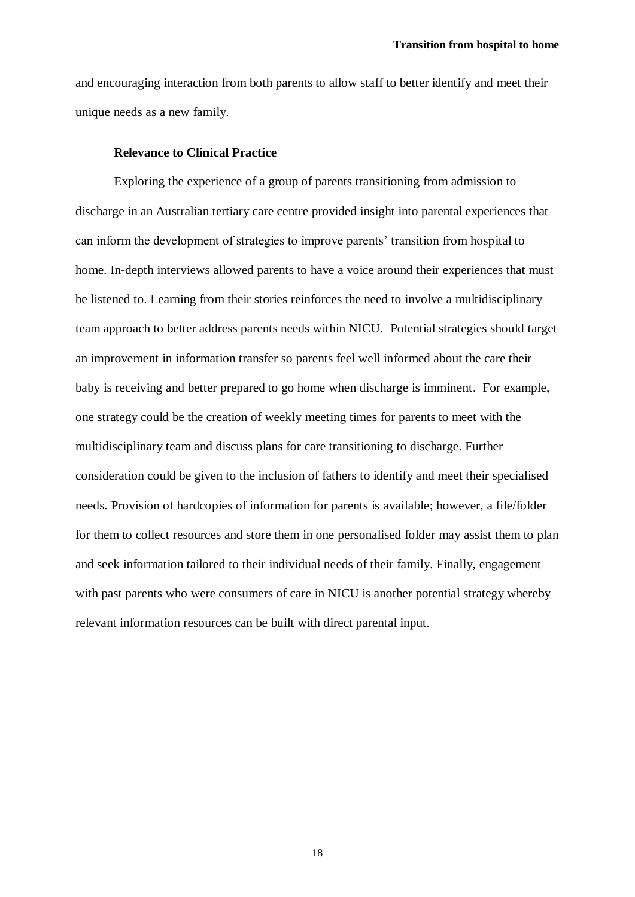and encouraging interaction from both parents to allow staff to better identify and meet their unique needs as a new family.

### Relevance to Clinical Practice

Exploring the experience of a group of parents transitioning from admission to discharge in an Australian tertiary care centre provided insight into parental experiences that can inform the development of strategies to improve parents' transition from hospital to home. In-depth interviews allowed parents to have a voice around their experiences that must be listened to. Learning from their stories reinforces the need to involve a multidisciplinary team approach to better address parents needs within NICU. Potential strategies should target an improvement in information transfer so parents feel well informed about the care their baby is receiving and better prepared to go home when discharge is imminent. For example, one strategy could be the creation of weekly meeting times for parents to meet with the multidisciplinary team and discuss plans for care transitioning to discharge. Further consideration could be given to the inclusion of fathers to identify and meet their specialised needs. Provision of hardcopies of information for parents is available; however, a file/folder for them to collect resources and store them in one personalised folder may assist them to plan and seek information tailored to their individual needs of their family. Finally, engagement with past parents who were consumers of care in NICU is another potential strategy whereby relevant information resources can be built with direct parental input.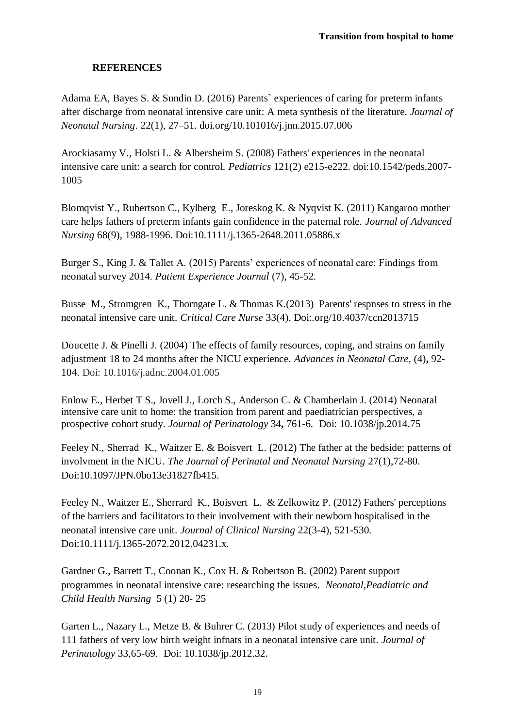## REFERENCES

Adama EA, Bayes S. & Sundin D. (2016) Parents` experiences of caring for preterm infants after discharge from neonatal intensive care unit: A meta synthesis of the literature. *Journal of Neonatal Nursing*. 22(1), 27–51. doi.org/10.101016/j.jnn.2015.07.006

Arockiasamy V., Holsti L. & Albersheim S. (2008) Fathers' experiences in the neonatal intensive care unit: a search for control. *Pediatrics* 121(2) e215-e222. doi:10.1542/peds.2007-1005

Blomqvist Y., Rubertson C., Kylberg E., Joreskog K. & Nyqvist K. (2011) Kangaroo mother care helps fathers of preterm infants gain confidence in the paternal role. *Journal of Advanced Nursing* 68(9), 1988-1996. Doi:10.1111/j.1365-2648.2011.05886.x

Burger S., King J. & Tallet A. (2015) Parents' experiences of neonatal care: Findings from neonatal survey 2014. *Patient Experience Journal* (7), 45-52.

Busse M., Stromgren K., Thorngate L. & Thomas K.(2013) Parents' respnses to stress in the neonatal intensive care unit. *Critical Care Nurse* 33(4). Doi:.org/10.4037/ccn2013715

Doucette J. & Pinelli J. (2004) The effects of family resources, coping, and strains on family adjustment 18 to 24 months after the NICU experience. *Advances in Neonatal Care,* (4)**,** 92-104. Doi: 10.1016/j.adnc.2004.01.005

Enlow E., Herbet T S., Jovell J., Lorch S., Anderson C. & Chamberlain J. (2014) Neonatal intensive care unit to home: the transition from parent and paediatrician perspectives, a prospective cohort study. *Journal of Perinatology* 34**,** 761-6. Doi: 10.1038/jp.2014.75

Feeley N., Sherrad K., Waitzer E. & Boisvert L. (2012) The father at the bedside: patterns of involvment in the NICU. *The Journal of Perinatal and Neonatal Nursing* 27(1),72-80. Doi:10.1097/JPN.0bo13e31827fb415.

Feeley N., Waitzer E., Sherrard K., Boisvert L. & Zelkowitz P. (2012) Fathers' perceptions of the barriers and facilitators to their involvement with their newborn hospitalised in the neonatal intensive care unit. *Journal of Clinical Nursing* 22(3-4), 521-530. Doi:10.1111/j.1365-2072.2012.04231.x.

Gardner G., Barrett T., Coonan K., Cox H. & Robertson B. (2002) Parent support programmes in neonatal intensive care: researching the issues. *Neonatal,Peadiatric and Child Health Nursing* 5 (1) 20- 25

Garten L., Nazary L., Metze B. & Buhrer C. (2013) Pilot study of experiences and needs of 111 fathers of very low birth weight infnats in a neonatal intensive care unit. *Journal of Perinatology* 33,65-69. Doi: 10.1038/jp.2012.32.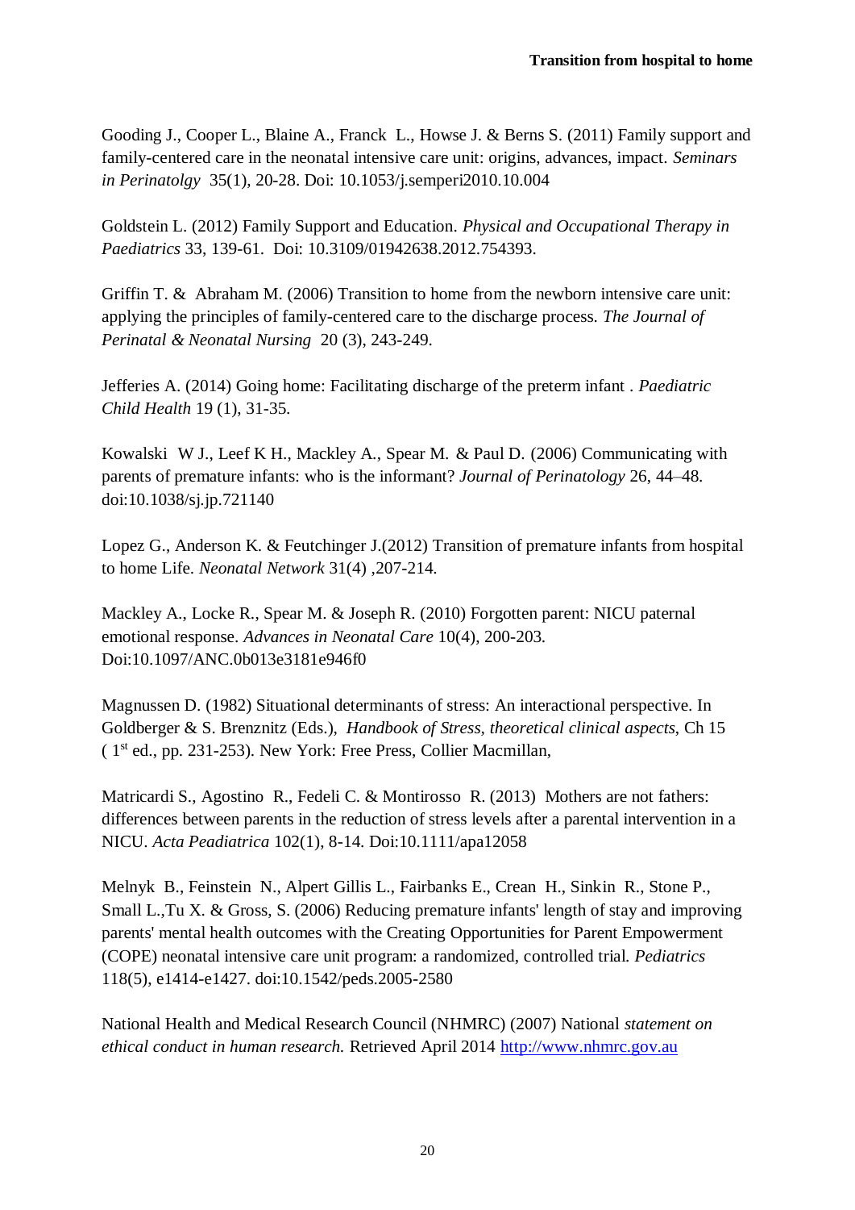Gooding J., Cooper L., Blaine A., Franck L., Howse J. & Berns S. (2011) Family support and family-centered care in the neonatal intensive care unit: origins, advances, impact. *Seminars in Perinatolgy* 35(1), 20-28. Doi: 10.1053/j.semperi2010.10.004

Goldstein L. (2012) Family Support and Education. *Physical and Occupational Therapy in Paediatrics* 33, 139-61. Doi: 10.3109/01942638.2012.754393.

Griffin T. & Abraham M. (2006) Transition to home from the newborn intensive care unit: applying the principles of family-centered care to the discharge process. *The Journal of Perinatal & Neonatal Nursing* 20 (3), 243-249.

Jefferies A. (2014) Going home: Facilitating discharge of the preterm infant . *Paediatric Child Health* 19 (1), 31-35.

Kowalski W J., Leef K H., Mackley A., Spear M. & Paul D. (2006) Communicating with parents of premature infants: who is the informant? *Journal of Perinatology* 26, 44–48. doi:10.1038/sj.jp.721140

Lopez G., Anderson K. & Feutchinger J.(2012) Transition of premature infants from hospital to home Life. *Neonatal Network* 31(4) ,207-214.

Mackley A., Locke R., Spear M. & Joseph R. (2010) Forgotten parent: NICU paternal emotional response. *Advances in Neonatal Care* 10(4), 200-203. Doi:10.1097/ANC.0b013e3181e946f0

Magnussen D. (1982) Situational determinants of stress: An interactional perspective. In Goldberger & S. Brenznitz (Eds.), *Handbook of Stress, theoretical clinical aspects*, Ch 15 ( 1st ed., pp. 231-253). New York: Free Press, Collier Macmillan,

Matricardi S., Agostino R., Fedeli C. & Montirosso R. (2013) Mothers are not fathers: differences between parents in the reduction of stress levels after a parental intervention in a NICU. *Acta Peadiatrica* 102(1), 8-14. Doi:10.1111/apa12058

Melnyk B., Feinstein N., Alpert Gillis L., Fairbanks E., Crean H., Sinkin R., Stone P., Small L.,Tu X. & Gross, S. (2006) Reducing premature infants' length of stay and improving parents' mental health outcomes with the Creating Opportunities for Parent Empowerment (COPE) neonatal intensive care unit program: a randomized, controlled trial. *Pediatrics* 118(5), e1414-e1427. doi:10.1542/peds.2005-2580

National Health and Medical Research Council (NHMRC) (2007) National *statement on ethical conduct in human research.* Retrieved April 2014 http://www.nhmrc.gov.au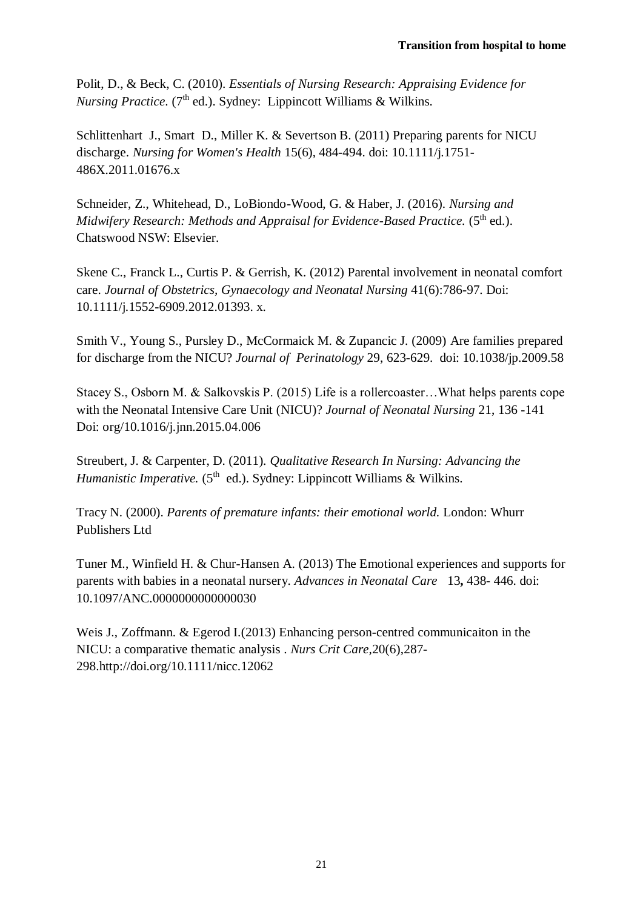Polit, D., & Beck, C. (2010). *Essentials of Nursing Research: Appraising Evidence for Nursing Practice*. (7th ed.). Sydney: Lippincott Williams & Wilkins.

Schlittenhart J., Smart D., Miller K. & Severtson B. (2011) Preparing parents for NICU discharge. *Nursing for Women's Health* 15(6), 484-494. doi: 10.1111/j.1751-486X.2011.01676.x

Schneider, Z., Whitehead, D., LoBiondo-Wood, G. & Haber, J. (2016). *Nursing and Midwifery Research: Methods and Appraisal for Evidence-Based Practice.* (5th ed.). Chatswood NSW: Elsevier.

Skene C., Franck L., Curtis P. & Gerrish, K. (2012) Parental involvement in neonatal comfort care. *Journal of Obstetrics, Gynaecology and Neonatal Nursing* 41(6):786-97. Doi: 10.1111/j.1552-6909.2012.01393. x.

Smith V., Young S., Pursley D., McCormaick M. & Zupancic J. (2009) Are families prepared for discharge from the NICU? *Journal of Perinatology* 29, 623-629. doi: 10.1038/jp.2009.58

Stacey S., Osborn M. & Salkovskis P. (2015) Life is a rollercoaster…What helps parents cope with the Neonatal Intensive Care Unit (NICU)? *Journal of Neonatal Nursing* 21, 136 -141 Doi: org/10.1016/j.jnn.2015.04.006

Streubert, J. & Carpenter, D. (2011). *Qualitative Research In Nursing: Advancing the Humanistic Imperative.* (5th ed.). Sydney: Lippincott Williams & Wilkins.

Tracy N. (2000). *Parents of premature infants: their emotional world.* London: Whurr Publishers Ltd

Tuner M., Winfield H. & Chur-Hansen A. (2013) The Emotional experiences and supports for parents with babies in a neonatal nursery. *Advances in Neonatal Care* 13**,** 438- 446. doi: 10.1097/ANC.0000000000000030

Weis J., Zoffmann. & Egerod I.(2013) Enhancing person-centred communicaiton in the NICU: a comparative thematic analysis . *Nurs Crit Care*,20(6),287-298.http://doi.org/10.1111/nicc.12062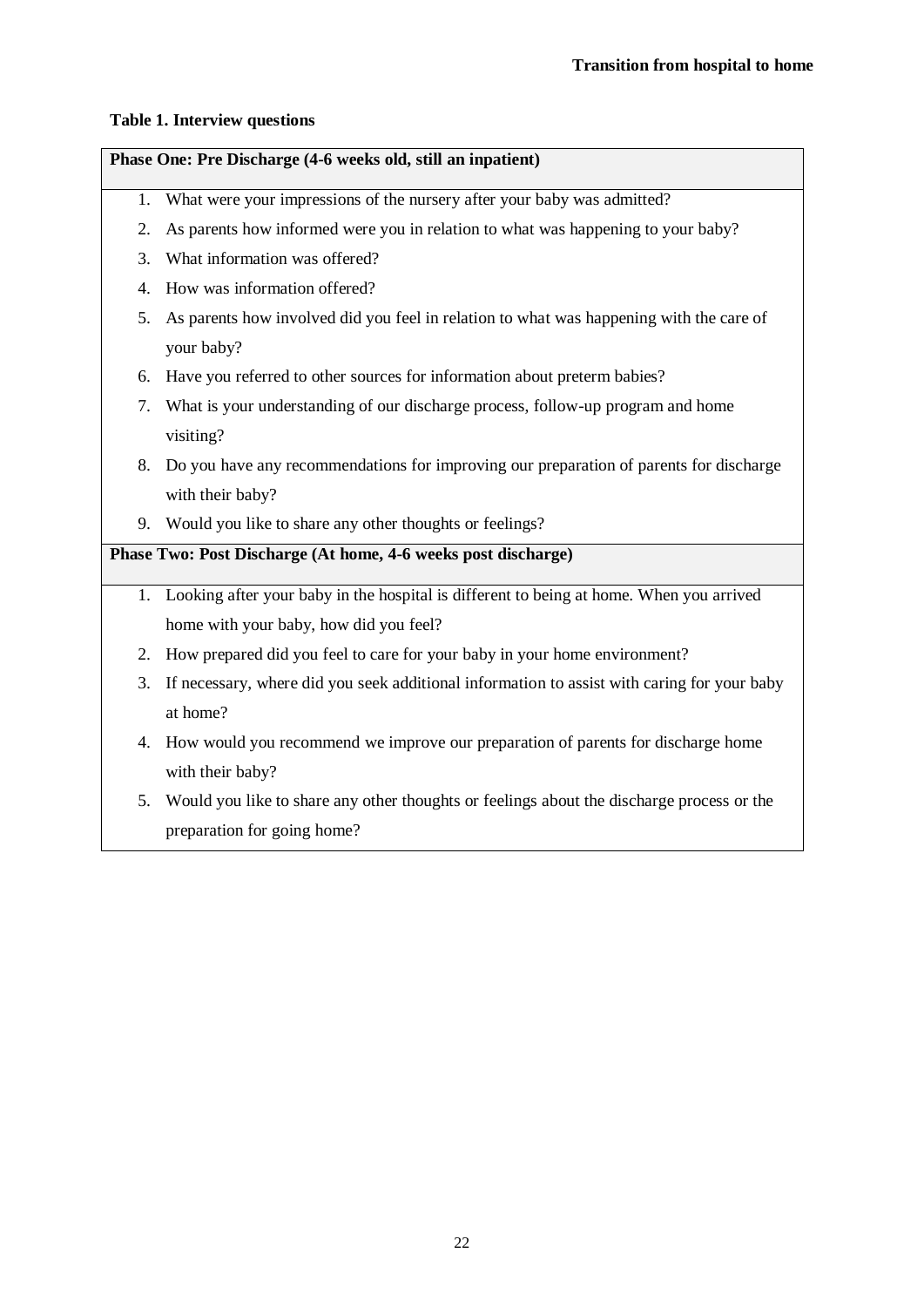**Table 1. Interview questions**

**Phase One: Pre Discharge (4-6 weeks old, still an inpatient)**

1. What were your impressions of the nursery after your baby was admitted?
2. As parents how informed were you in relation to what was happening to your baby?
3. What information was offered?
4. How was information offered?
5. As parents how involved did you feel in relation to what was happening with the care of your baby?
6. Have you referred to other sources for information about preterm babies?
7. What is your understanding of our discharge process, follow-up program and home visiting?
8. Do you have any recommendations for improving our preparation of parents for discharge with their baby?
9. Would you like to share any other thoughts or feelings?

**Phase Two: Post Discharge (At home, 4-6 weeks post discharge)**

1. Looking after your baby in the hospital is different to being at home. When you arrived home with your baby, how did you feel?
2. How prepared did you feel to care for your baby in your home environment?
3. If necessary, where did you seek additional information to assist with caring for your baby at home?
4. How would you recommend we improve our preparation of parents for discharge home with their baby?
5. Would you like to share any other thoughts or feelings about the discharge process or the preparation for going home?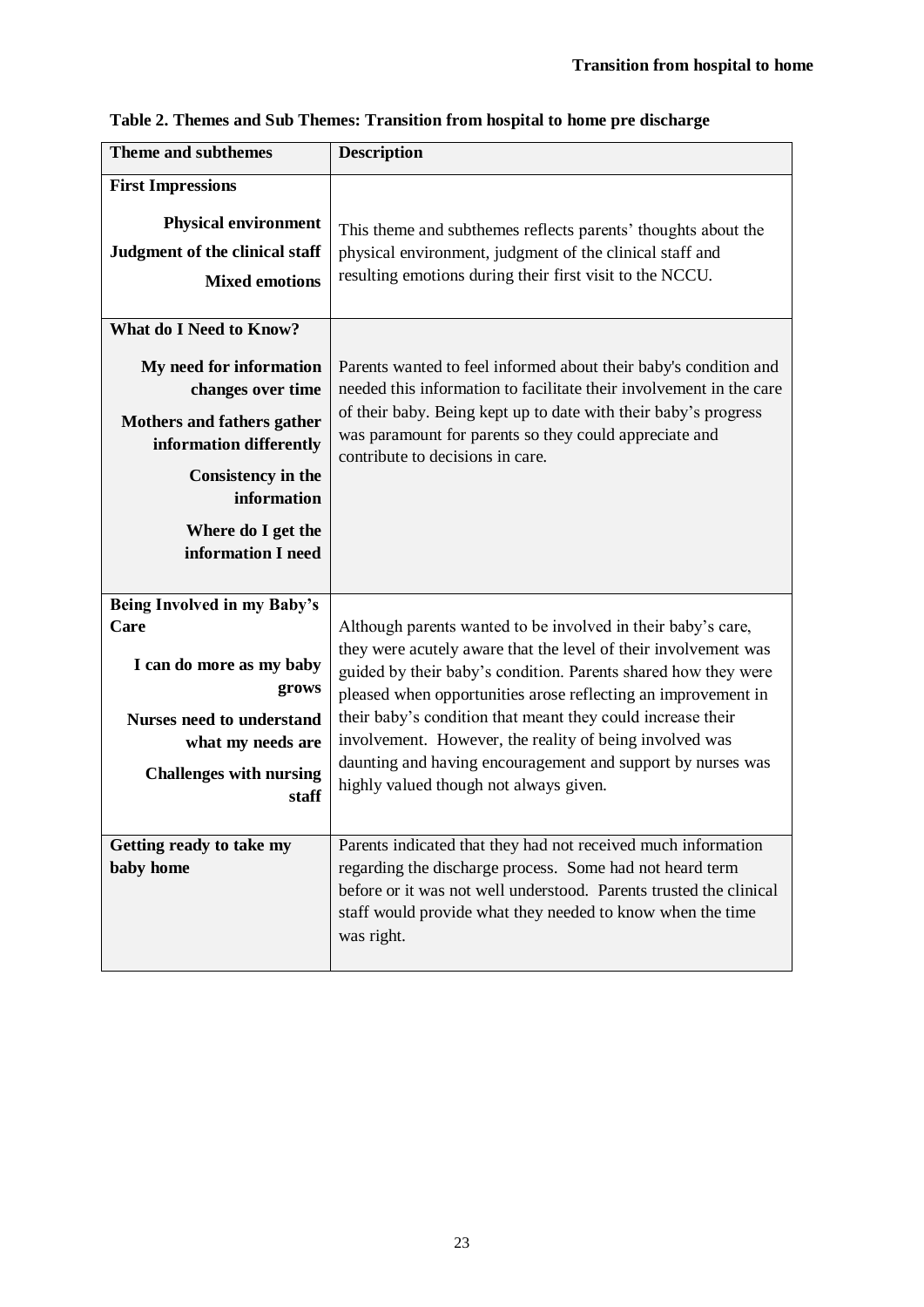**Table 2. Themes and Sub Themes: Transition from hospital to home pre discharge**

| Theme and subthemes | Description |
|---|---|
| **First Impressions**<br>**Physical environment**<br>**Judgment of the clinical staff**<br>**Mixed emotions** | This theme and subthemes reflects parents' thoughts about the physical environment, judgment of the clinical staff and resulting emotions during their first visit to the NCCU. |
| **What do I Need to Know?**<br>**My need for information changes over time**<br>**Mothers and fathers gather information differently**<br>**Consistency in the information**<br>**Where do I get the information I need** | Parents wanted to feel informed about their baby's condition and needed this information to facilitate their involvement in the care of their baby. Being kept up to date with their baby's progress was paramount for parents so they could appreciate and contribute to decisions in care. |
| **Being Involved in my Baby's Care**<br>**I can do more as my baby grows**<br>**Nurses need to understand what my needs are**<br>**Challenges with nursing staff** | Although parents wanted to be involved in their baby's care, they were acutely aware that the level of their involvement was guided by their baby's condition. Parents shared how they were pleased when opportunities arose reflecting an improvement in their baby's condition that meant they could increase their involvement. However, the reality of being involved was daunting and having encouragement and support by nurses was highly valued though not always given. |
| **Getting ready to take my baby home** | Parents indicated that they had not received much information regarding the discharge process. Some had not heard term before or it was not well understood. Parents trusted the clinical staff would provide what they needed to know when the time was right. |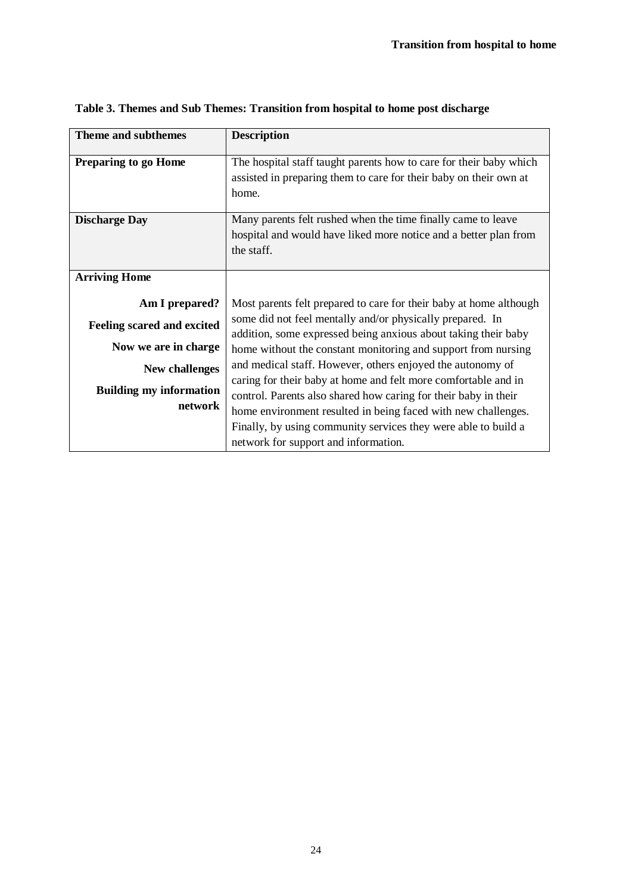**Table 3. Themes and Sub Themes: Transition from hospital to home post discharge**

| Theme and subthemes | Description |
|---|---|
| **Preparing to go Home** | The hospital staff taught parents how to care for their baby which assisted in preparing them to care for their baby on their own at home. |
| **Discharge Day** | Many parents felt rushed when the time finally came to leave hospital and would have liked more notice and a better plan from the staff. |
| **Arriving Home** | |
| **Am I prepared?**<br>**Feeling scared and excited**<br>**Now we are in charge**<br>**New challenges**<br>**Building my information network** | Most parents felt prepared to care for their baby at home although some did not feel mentally and/or physically prepared. In addition, some expressed being anxious about taking their baby home without the constant monitoring and support from nursing and medical staff. However, others enjoyed the autonomy of caring for their baby at home and felt more comfortable and in control. Parents also shared how caring for their baby in their home environment resulted in being faced with new challenges. Finally, by using community services they were able to build a network for support and information. |